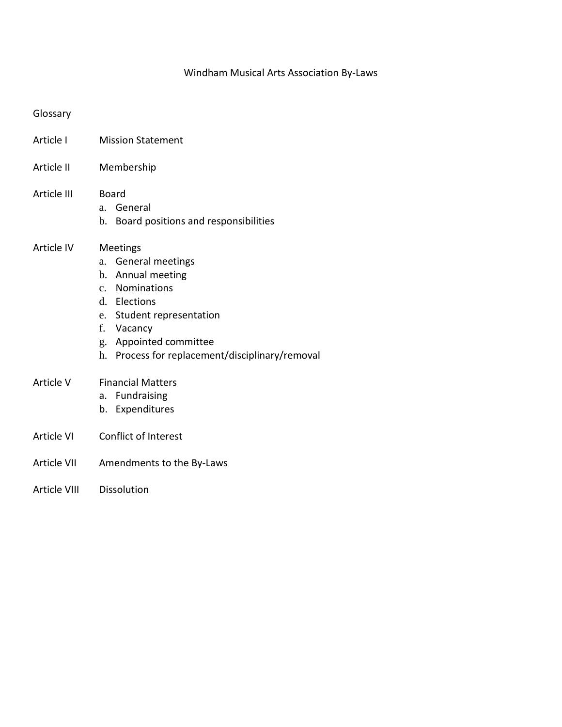# Windham Musical Arts Association By-Laws

Glossary

Article I Mission Statement

Article II Membership

Article III Board
- a. General
- b. Board positions and responsibilities

Article IV Meetings
- a. General meetings
- b. Annual meeting
- c. Nominations
- d. Elections
- e. Student representation
- f. Vacancy
- g. Appointed committee
- h. Process for replacement/disciplinary/removal

Article V Financial Matters
- a. Fundraising
- b. Expenditures

Article VI Conflict of Interest

Article VII Amendments to the By-Laws

Article VIII Dissolution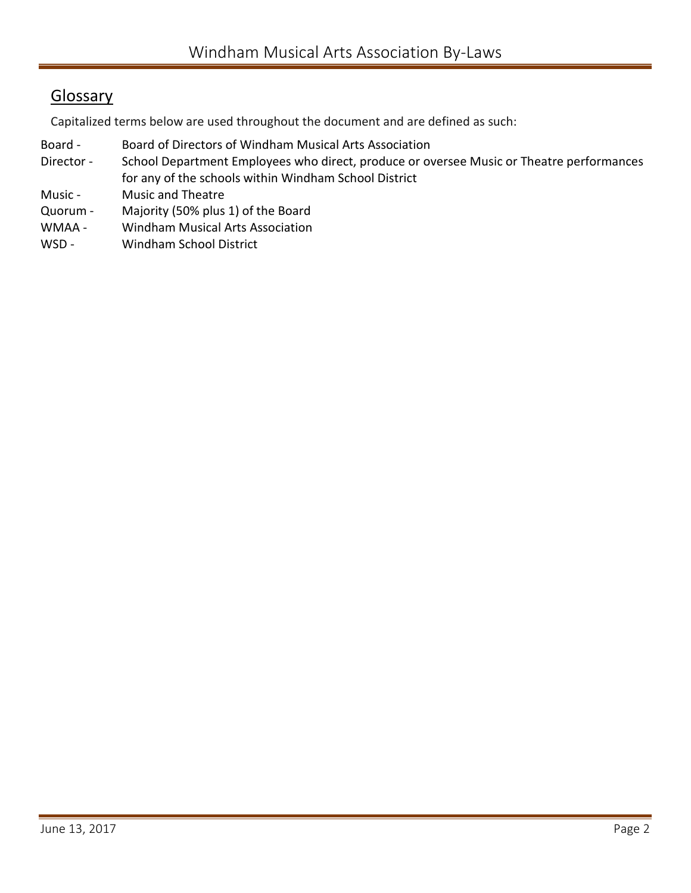## Glossary

Capitalized terms below are used throughout the document and are defined as such:

| | |
|---|---|
| Board - | Board of Directors of Windham Musical Arts Association |
| Director - | School Department Employees who direct, produce or oversee Music or Theatre performances for any of the schools within Windham School District |
| Music - | Music and Theatre |
| Quorum - | Majority (50% plus 1) of the Board |
| WMAA - | Windham Musical Arts Association |
| WSD - | Windham School District |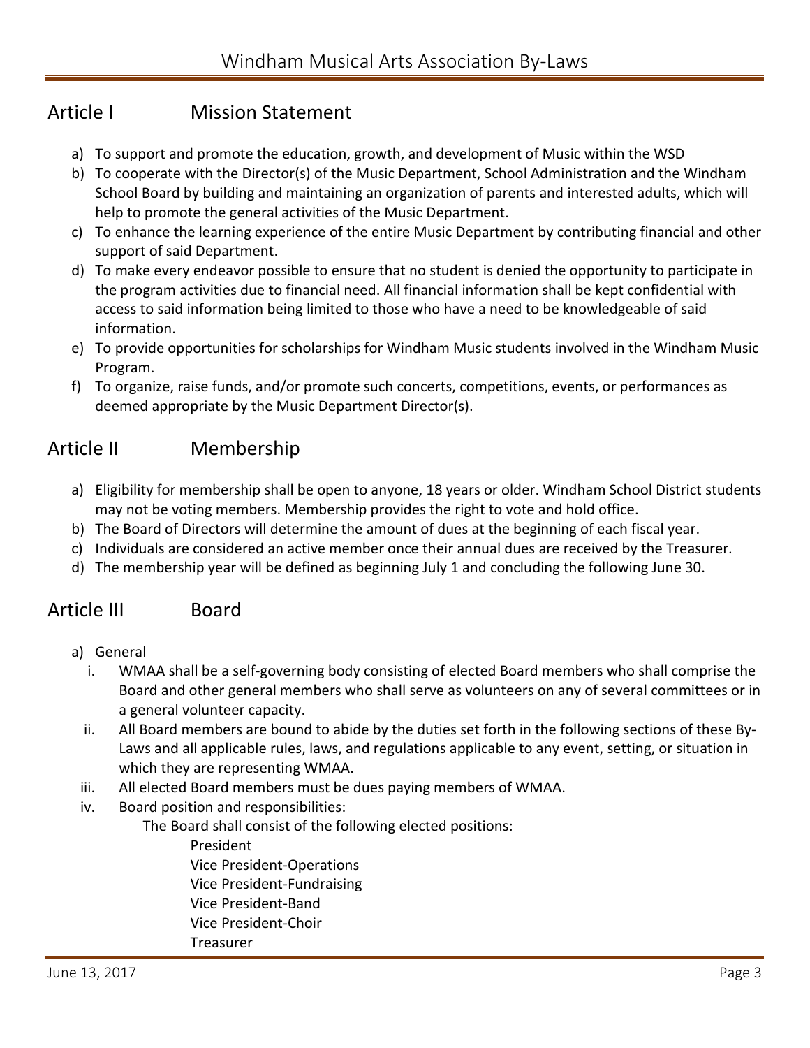## Article I Mission Statement

a) To support and promote the education, growth, and development of Music within the WSD
b) To cooperate with the Director(s) of the Music Department, School Administration and the Windham School Board by building and maintaining an organization of parents and interested adults, which will help to promote the general activities of the Music Department.
c) To enhance the learning experience of the entire Music Department by contributing financial and other support of said Department.
d) To make every endeavor possible to ensure that no student is denied the opportunity to participate in the program activities due to financial need. All financial information shall be kept confidential with access to said information being limited to those who have a need to be knowledgeable of said information.
e) To provide opportunities for scholarships for Windham Music students involved in the Windham Music Program.
f) To organize, raise funds, and/or promote such concerts, competitions, events, or performances as deemed appropriate by the Music Department Director(s).

## Article II Membership

a) Eligibility for membership shall be open to anyone, 18 years or older. Windham School District students may not be voting members. Membership provides the right to vote and hold office.
b) The Board of Directors will determine the amount of dues at the beginning of each fiscal year.
c) Individuals are considered an active member once their annual dues are received by the Treasurer.
d) The membership year will be defined as beginning July 1 and concluding the following June 30.

## Article III Board

a) General
   i. WMAA shall be a self-governing body consisting of elected Board members who shall comprise the Board and other general members who shall serve as volunteers on any of several committees or in a general volunteer capacity.
   ii. All Board members are bound to abide by the duties set forth in the following sections of these By-Laws and all applicable rules, laws, and regulations applicable to any event, setting, or situation in which they are representing WMAA.
   iii. All elected Board members must be dues paying members of WMAA.
   iv. Board position and responsibilities:

      The Board shall consist of the following elected positions:

      - President
      - Vice President-Operations
      - Vice President-Fundraising
      - Vice President-Band
      - Vice President-Choir
      - Treasurer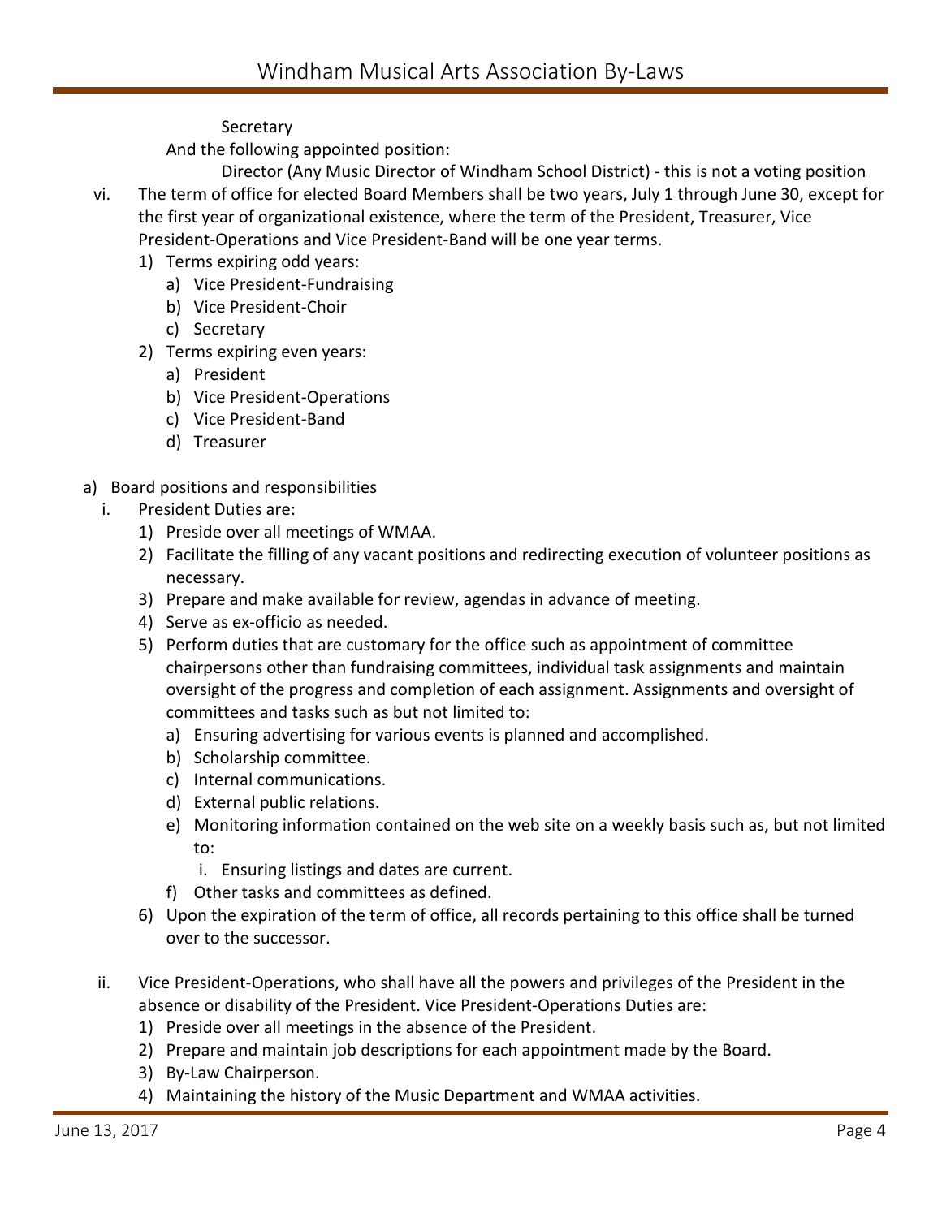Secretary

And the following appointed position:

Director (Any Music Director of Windham School District) - this is not a voting position

vi. The term of office for elected Board Members shall be two years, July 1 through June 30, except for the first year of organizational existence, where the term of the President, Treasurer, Vice President-Operations and Vice President-Band will be one year terms.

1) Terms expiring odd years:
   a) Vice President-Fundraising
   b) Vice President-Choir
   c) Secretary
2) Terms expiring even years:
   a) President
   b) Vice President-Operations
   c) Vice President-Band
   d) Treasurer

a) Board positions and responsibilities

i. President Duties are:

1) Preside over all meetings of WMAA.
2) Facilitate the filling of any vacant positions and redirecting execution of volunteer positions as necessary.
3) Prepare and make available for review, agendas in advance of meeting.
4) Serve as ex-officio as needed.
5) Perform duties that are customary for the office such as appointment of committee chairpersons other than fundraising committees, individual task assignments and maintain oversight of the progress and completion of each assignment. Assignments and oversight of committees and tasks such as but not limited to:
   a) Ensuring advertising for various events is planned and accomplished.
   b) Scholarship committee.
   c) Internal communications.
   d) External public relations.
   e) Monitoring information contained on the web site on a weekly basis such as, but not limited to:
      i. Ensuring listings and dates are current.
   f) Other tasks and committees as defined.
6) Upon the expiration of the term of office, all records pertaining to this office shall be turned over to the successor.

ii. Vice President-Operations, who shall have all the powers and privileges of the President in the absence or disability of the President. Vice President-Operations Duties are:

1) Preside over all meetings in the absence of the President.
2) Prepare and maintain job descriptions for each appointment made by the Board.
3) By-Law Chairperson.
4) Maintaining the history of the Music Department and WMAA activities.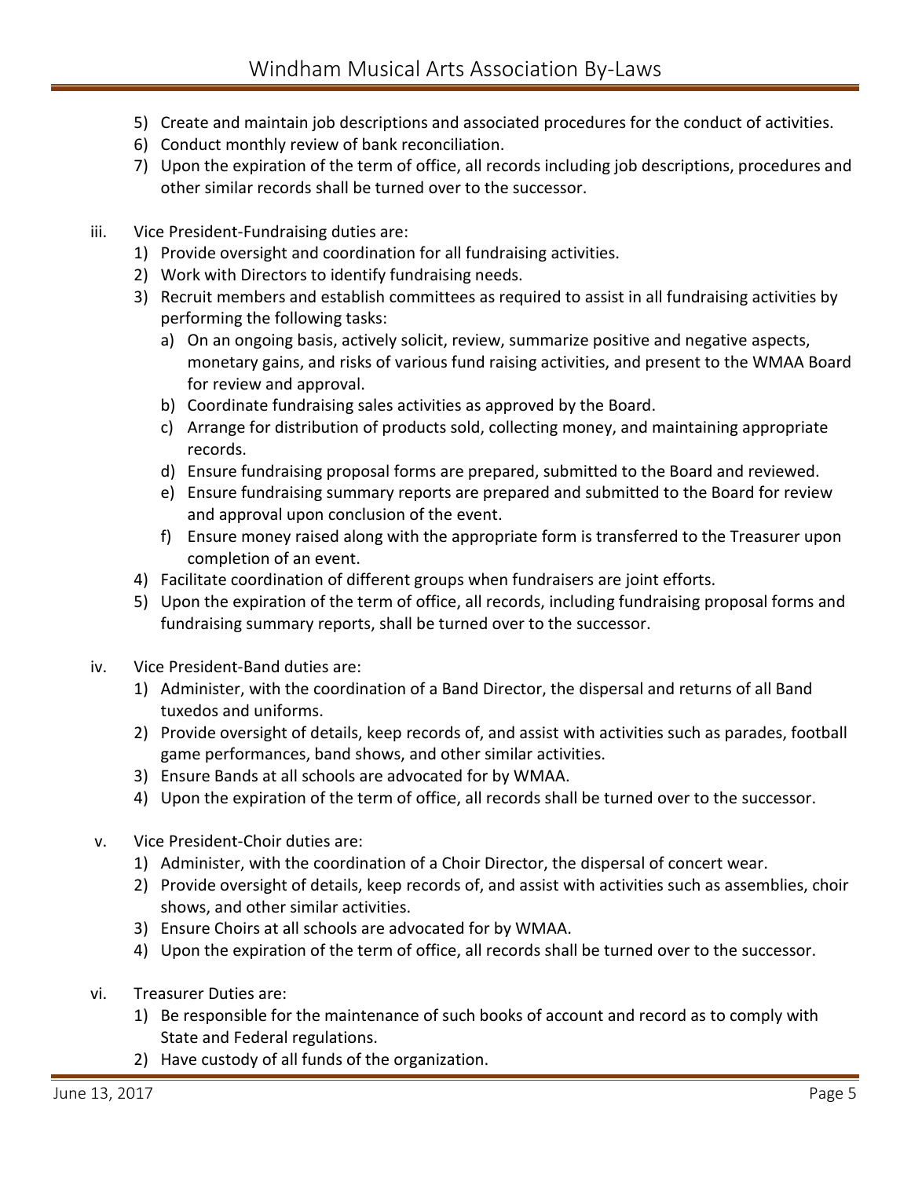5) Create and maintain job descriptions and associated procedures for the conduct of activities.
6) Conduct monthly review of bank reconciliation.
7) Upon the expiration of the term of office, all records including job descriptions, procedures and other similar records shall be turned over to the successor.

iii. Vice President-Fundraising duties are:

1) Provide oversight and coordination for all fundraising activities.
2) Work with Directors to identify fundraising needs.
3) Recruit members and establish committees as required to assist in all fundraising activities by performing the following tasks:
   a) On an ongoing basis, actively solicit, review, summarize positive and negative aspects, monetary gains, and risks of various fund raising activities, and present to the WMAA Board for review and approval.
   b) Coordinate fundraising sales activities as approved by the Board.
   c) Arrange for distribution of products sold, collecting money, and maintaining appropriate records.
   d) Ensure fundraising proposal forms are prepared, submitted to the Board and reviewed.
   e) Ensure fundraising summary reports are prepared and submitted to the Board for review and approval upon conclusion of the event.
   f) Ensure money raised along with the appropriate form is transferred to the Treasurer upon completion of an event.
4) Facilitate coordination of different groups when fundraisers are joint efforts.
5) Upon the expiration of the term of office, all records, including fundraising proposal forms and fundraising summary reports, shall be turned over to the successor.

iv. Vice President-Band duties are:

1) Administer, with the coordination of a Band Director, the dispersal and returns of all Band tuxedos and uniforms.
2) Provide oversight of details, keep records of, and assist with activities such as parades, football game performances, band shows, and other similar activities.
3) Ensure Bands at all schools are advocated for by WMAA.
4) Upon the expiration of the term of office, all records shall be turned over to the successor.

v. Vice President-Choir duties are:

1) Administer, with the coordination of a Choir Director, the dispersal of concert wear.
2) Provide oversight of details, keep records of, and assist with activities such as assemblies, choir shows, and other similar activities.
3) Ensure Choirs at all schools are advocated for by WMAA.
4) Upon the expiration of the term of office, all records shall be turned over to the successor.

vi. Treasurer Duties are:

1) Be responsible for the maintenance of such books of account and record as to comply with State and Federal regulations.
2) Have custody of all funds of the organization.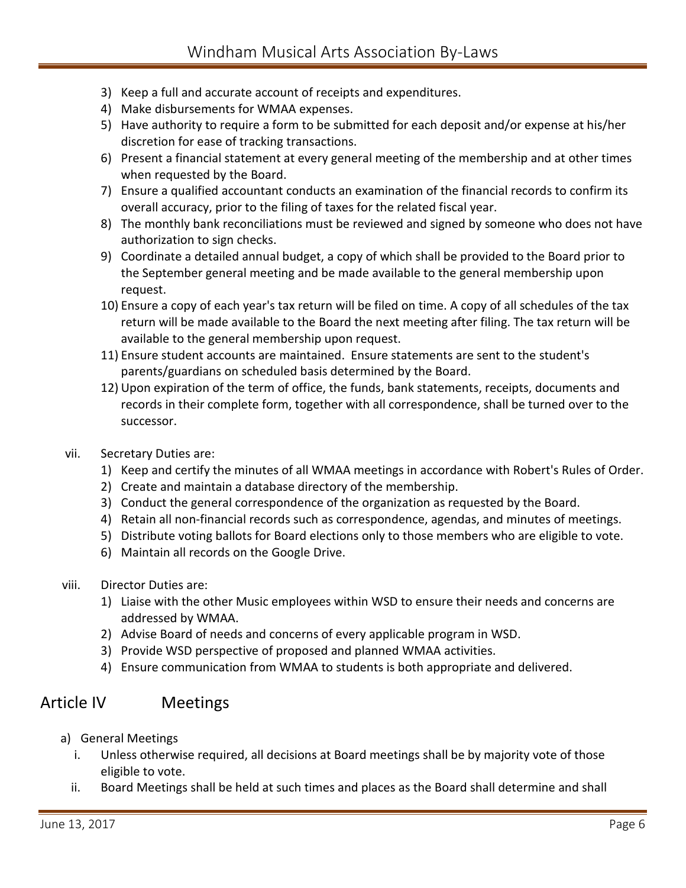3) Keep a full and accurate account of receipts and expenditures.
4) Make disbursements for WMAA expenses.
5) Have authority to require a form to be submitted for each deposit and/or expense at his/her discretion for ease of tracking transactions.
6) Present a financial statement at every general meeting of the membership and at other times when requested by the Board.
7) Ensure a qualified accountant conducts an examination of the financial records to confirm its overall accuracy, prior to the filing of taxes for the related fiscal year.
8) The monthly bank reconciliations must be reviewed and signed by someone who does not have authorization to sign checks.
9) Coordinate a detailed annual budget, a copy of which shall be provided to the Board prior to the September general meeting and be made available to the general membership upon request.
10) Ensure a copy of each year's tax return will be filed on time. A copy of all schedules of the tax return will be made available to the Board the next meeting after filing. The tax return will be available to the general membership upon request.
11) Ensure student accounts are maintained. Ensure statements are sent to the student's parents/guardians on scheduled basis determined by the Board.
12) Upon expiration of the term of office, the funds, bank statements, receipts, documents and records in their complete form, together with all correspondence, shall be turned over to the successor.

vii. Secretary Duties are:
1) Keep and certify the minutes of all WMAA meetings in accordance with Robert's Rules of Order.
2) Create and maintain a database directory of the membership.
3) Conduct the general correspondence of the organization as requested by the Board.
4) Retain all non-financial records such as correspondence, agendas, and minutes of meetings.
5) Distribute voting ballots for Board elections only to those members who are eligible to vote.
6) Maintain all records on the Google Drive.

viii. Director Duties are:
1) Liaise with the other Music employees within WSD to ensure their needs and concerns are addressed by WMAA.
2) Advise Board of needs and concerns of every applicable program in WSD.
3) Provide WSD perspective of proposed and planned WMAA activities.
4) Ensure communication from WMAA to students is both appropriate and delivered.

## Article IV Meetings

a) General Meetings
   i. Unless otherwise required, all decisions at Board meetings shall be by majority vote of those eligible to vote.
   ii. Board Meetings shall be held at such times and places as the Board shall determine and shall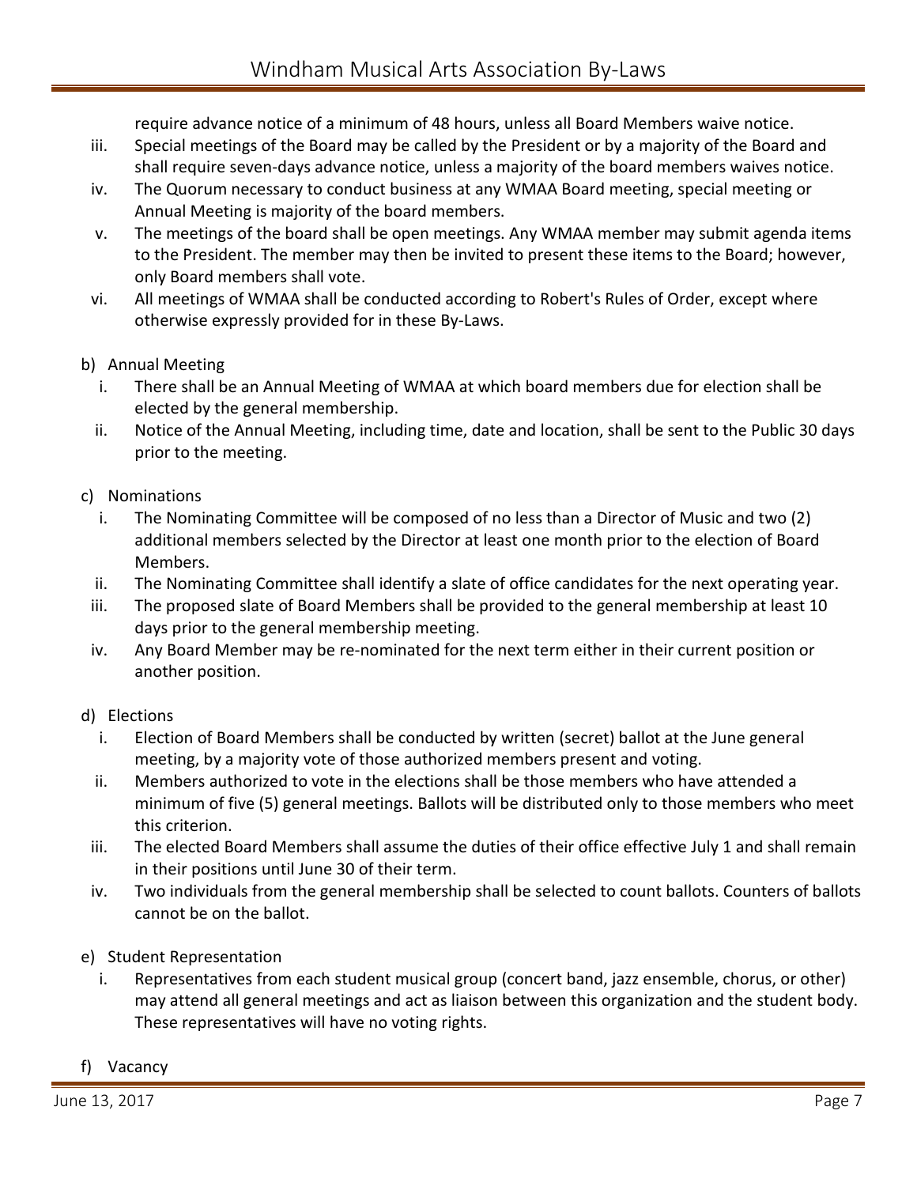require advance notice of a minimum of 48 hours, unless all Board Members waive notice.

iii. Special meetings of the Board may be called by the President or by a majority of the Board and shall require seven-days advance notice, unless a majority of the board members waives notice.

iv. The Quorum necessary to conduct business at any WMAA Board meeting, special meeting or Annual Meeting is majority of the board members.

v. The meetings of the board shall be open meetings. Any WMAA member may submit agenda items to the President. The member may then be invited to present these items to the Board; however, only Board members shall vote.

vi. All meetings of WMAA shall be conducted according to Robert's Rules of Order, except where otherwise expressly provided for in these By-Laws.

b) Annual Meeting

i. There shall be an Annual Meeting of WMAA at which board members due for election shall be elected by the general membership.

ii. Notice of the Annual Meeting, including time, date and location, shall be sent to the Public 30 days prior to the meeting.

c) Nominations

i. The Nominating Committee will be composed of no less than a Director of Music and two (2) additional members selected by the Director at least one month prior to the election of Board Members.

ii. The Nominating Committee shall identify a slate of office candidates for the next operating year.

iii. The proposed slate of Board Members shall be provided to the general membership at least 10 days prior to the general membership meeting.

iv. Any Board Member may be re-nominated for the next term either in their current position or another position.

d) Elections

i. Election of Board Members shall be conducted by written (secret) ballot at the June general meeting, by a majority vote of those authorized members present and voting.

ii. Members authorized to vote in the elections shall be those members who have attended a minimum of five (5) general meetings. Ballots will be distributed only to those members who meet this criterion.

iii. The elected Board Members shall assume the duties of their office effective July 1 and shall remain in their positions until June 30 of their term.

iv. Two individuals from the general membership shall be selected to count ballots. Counters of ballots cannot be on the ballot.

e) Student Representation

i. Representatives from each student musical group (concert band, jazz ensemble, chorus, or other) may attend all general meetings and act as liaison between this organization and the student body. These representatives will have no voting rights.

f) Vacancy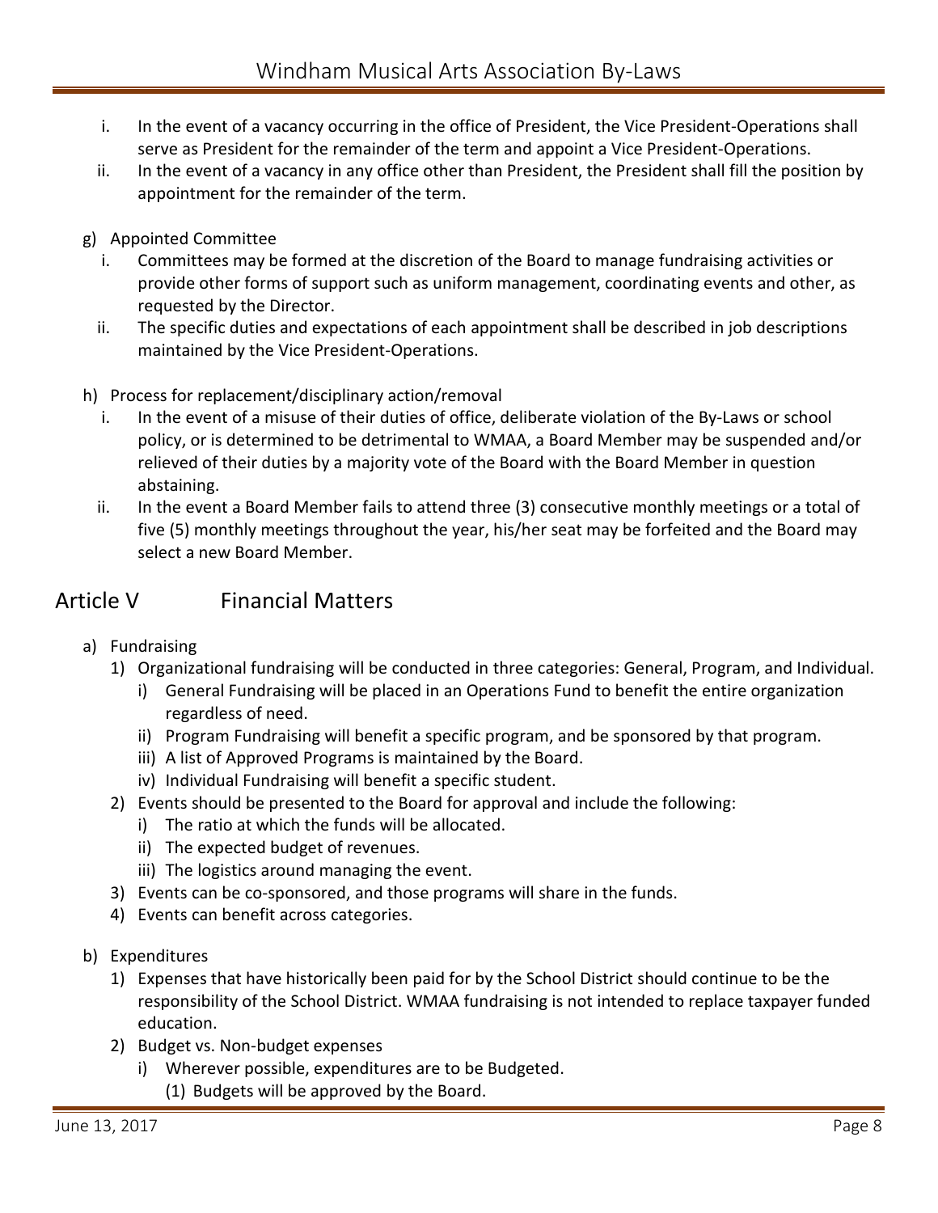i. In the event of a vacancy occurring in the office of President, the Vice President-Operations shall serve as President for the remainder of the term and appoint a Vice President-Operations.

ii. In the event of a vacancy in any office other than President, the President shall fill the position by appointment for the remainder of the term.

g) Appointed Committee

i. Committees may be formed at the discretion of the Board to manage fundraising activities or provide other forms of support such as uniform management, coordinating events and other, as requested by the Director.

ii. The specific duties and expectations of each appointment shall be described in job descriptions maintained by the Vice President-Operations.

h) Process for replacement/disciplinary action/removal

i. In the event of a misuse of their duties of office, deliberate violation of the By-Laws or school policy, or is determined to be detrimental to WMAA, a Board Member may be suspended and/or relieved of their duties by a majority vote of the Board with the Board Member in question abstaining.

ii. In the event a Board Member fails to attend three (3) consecutive monthly meetings or a total of five (5) monthly meetings throughout the year, his/her seat may be forfeited and the Board may select a new Board Member.

## Article V Financial Matters

a) Fundraising

1) Organizational fundraising will be conducted in three categories: General, Program, and Individual.
   - i) General Fundraising will be placed in an Operations Fund to benefit the entire organization regardless of need.
   - ii) Program Fundraising will benefit a specific program, and be sponsored by that program.
   - iii) A list of Approved Programs is maintained by the Board.
   - iv) Individual Fundraising will benefit a specific student.
2) Events should be presented to the Board for approval and include the following:
   - i) The ratio at which the funds will be allocated.
   - ii) The expected budget of revenues.
   - iii) The logistics around managing the event.
3) Events can be co-sponsored, and those programs will share in the funds.
4) Events can benefit across categories.

b) Expenditures

1) Expenses that have historically been paid for by the School District should continue to be the responsibility of the School District. WMAA fundraising is not intended to replace taxpayer funded education.
2) Budget vs. Non-budget expenses
   - i) Wherever possible, expenditures are to be Budgeted.
     - (1) Budgets will be approved by the Board.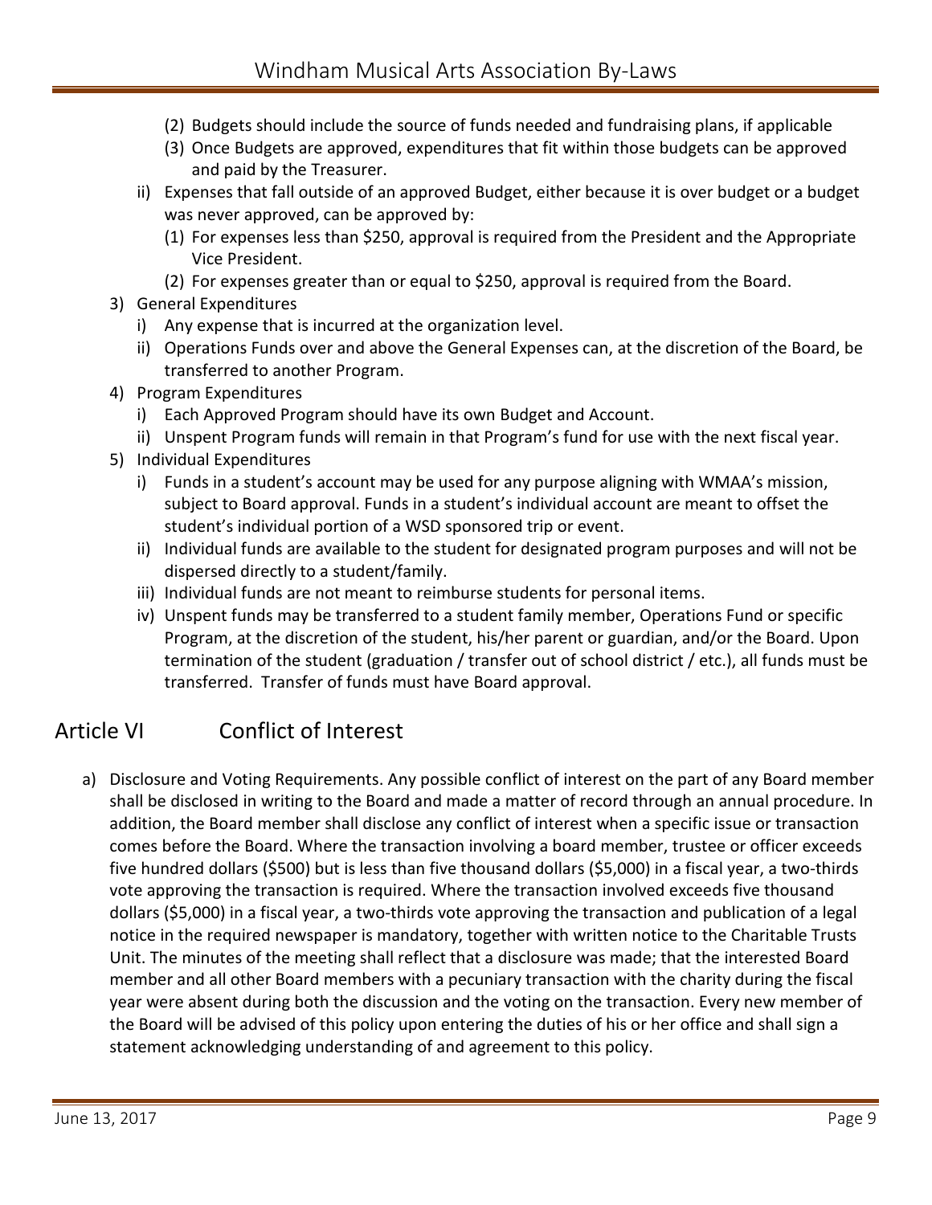(2) Budgets should include the source of funds needed and fundraising plans, if applicable
        (3) Once Budgets are approved, expenditures that fit within those budgets can be approved and paid by the Treasurer.
    ii) Expenses that fall outside of an approved Budget, either because it is over budget or a budget was never approved, can be approved by:
        (1) For expenses less than $250, approval is required from the President and the Appropriate Vice President.
        (2) For expenses greater than or equal to $250, approval is required from the Board.
3) General Expenditures
    i) Any expense that is incurred at the organization level.
    ii) Operations Funds over and above the General Expenses can, at the discretion of the Board, be transferred to another Program.
4) Program Expenditures
    i) Each Approved Program should have its own Budget and Account.
    ii) Unspent Program funds will remain in that Program's fund for use with the next fiscal year.
5) Individual Expenditures
    i) Funds in a student's account may be used for any purpose aligning with WMAA's mission, subject to Board approval. Funds in a student's individual account are meant to offset the student's individual portion of a WSD sponsored trip or event.
    ii) Individual funds are available to the student for designated program purposes and will not be dispersed directly to a student/family.
    iii) Individual funds are not meant to reimburse students for personal items.
    iv) Unspent funds may be transferred to a student family member, Operations Fund or specific Program, at the discretion of the student, his/her parent or guardian, and/or the Board. Upon termination of the student (graduation / transfer out of school district / etc.), all funds must be transferred. Transfer of funds must have Board approval.

## Article VI Conflict of Interest

a) Disclosure and Voting Requirements. Any possible conflict of interest on the part of any Board member shall be disclosed in writing to the Board and made a matter of record through an annual procedure. In addition, the Board member shall disclose any conflict of interest when a specific issue or transaction comes before the Board. Where the transaction involving a board member, trustee or officer exceeds five hundred dollars ($500) but is less than five thousand dollars ($5,000) in a fiscal year, a two-thirds vote approving the transaction is required. Where the transaction involved exceeds five thousand dollars ($5,000) in a fiscal year, a two-thirds vote approving the transaction and publication of a legal notice in the required newspaper is mandatory, together with written notice to the Charitable Trusts Unit. The minutes of the meeting shall reflect that a disclosure was made; that the interested Board member and all other Board members with a pecuniary transaction with the charity during the fiscal year were absent during both the discussion and the voting on the transaction. Every new member of the Board will be advised of this policy upon entering the duties of his or her office and shall sign a statement acknowledging understanding of and agreement to this policy.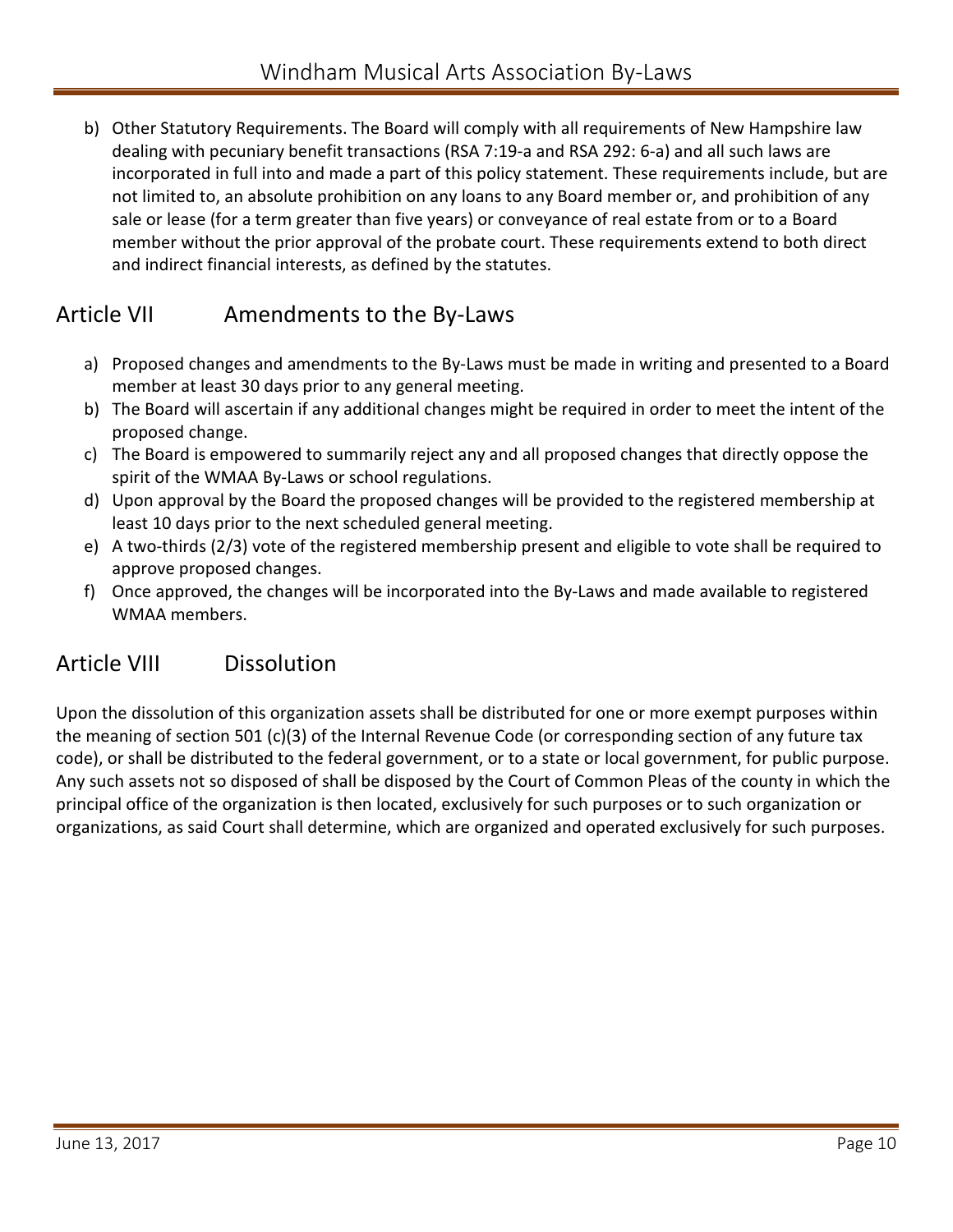b) Other Statutory Requirements. The Board will comply with all requirements of New Hampshire law dealing with pecuniary benefit transactions (RSA 7:19-a and RSA 292: 6-a) and all such laws are incorporated in full into and made a part of this policy statement. These requirements include, but are not limited to, an absolute prohibition on any loans to any Board member or, and prohibition of any sale or lease (for a term greater than five years) or conveyance of real estate from or to a Board member without the prior approval of the probate court. These requirements extend to both direct and indirect financial interests, as defined by the statutes.

## Article VII Amendments to the By-Laws

a) Proposed changes and amendments to the By-Laws must be made in writing and presented to a Board member at least 30 days prior to any general meeting.
b) The Board will ascertain if any additional changes might be required in order to meet the intent of the proposed change.
c) The Board is empowered to summarily reject any and all proposed changes that directly oppose the spirit of the WMAA By-Laws or school regulations.
d) Upon approval by the Board the proposed changes will be provided to the registered membership at least 10 days prior to the next scheduled general meeting.
e) A two-thirds (2/3) vote of the registered membership present and eligible to vote shall be required to approve proposed changes.
f) Once approved, the changes will be incorporated into the By-Laws and made available to registered WMAA members.

## Article VIII Dissolution

Upon the dissolution of this organization assets shall be distributed for one or more exempt purposes within the meaning of section 501 (c)(3) of the Internal Revenue Code (or corresponding section of any future tax code), or shall be distributed to the federal government, or to a state or local government, for public purpose. Any such assets not so disposed of shall be disposed by the Court of Common Pleas of the county in which the principal office of the organization is then located, exclusively for such purposes or to such organization or organizations, as said Court shall determine, which are organized and operated exclusively for such purposes.